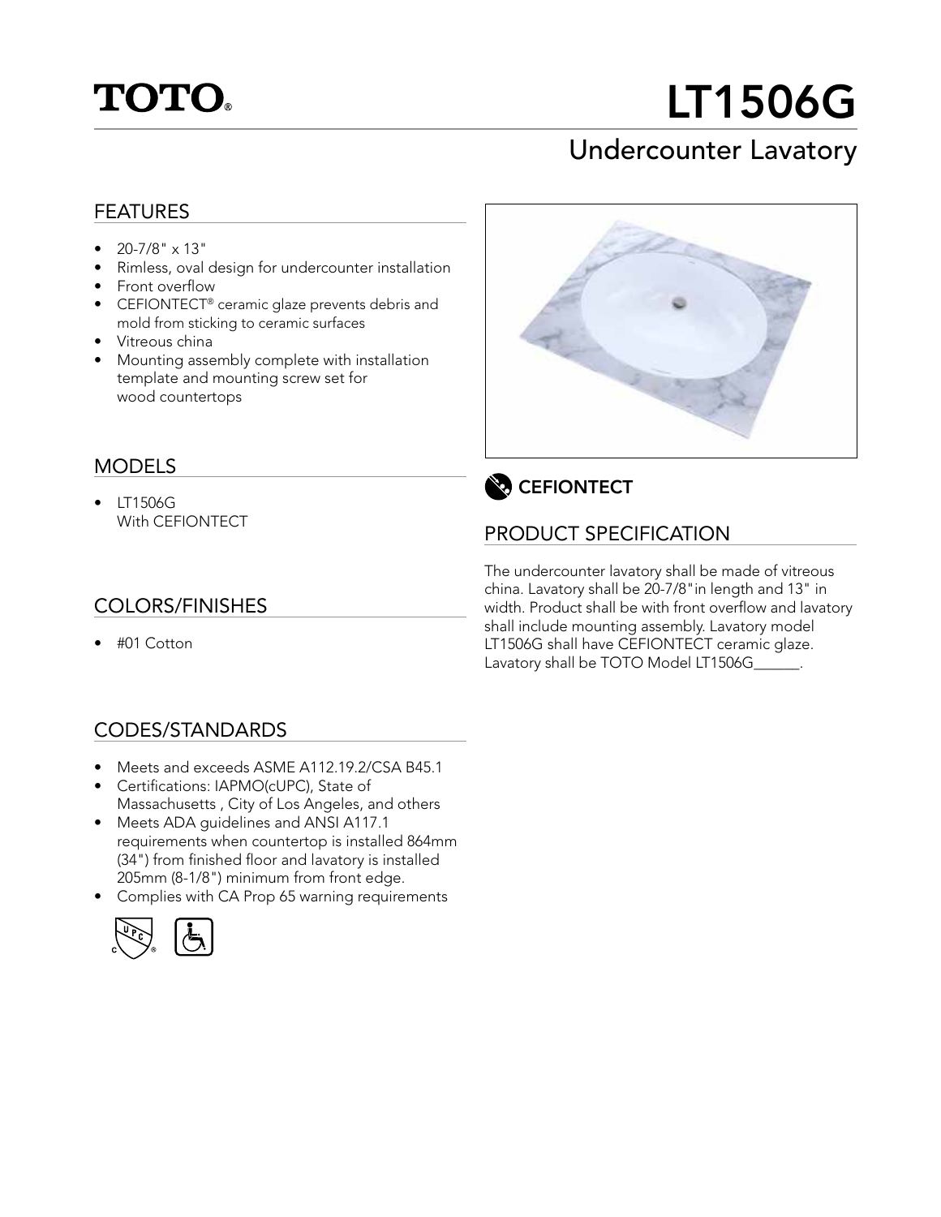# TOTO®

# LT1506G

## Undercounter Lavatory

### FEATURES

- 20-7/8" x 13"
- Rimless, oval design for undercounter installation
- Front overflow
- CEFIONTECT® ceramic glaze prevents debris and mold from sticking to ceramic surfaces
- Vitreous china
- Mounting assembly complete with installation template and mounting screw set for wood countertops

### MODELS

- LT1506G
  With CEFIONTECT

### COLORS/FINISHES

- #01 Cotton

### CODES/STANDARDS

- Meets and exceeds ASME A112.19.2/CSA B45.1
- Certifications: IAPMO(cUPC), State of Massachusetts , City of Los Angeles, and others
- Meets ADA guidelines and ANSI A117.1 requirements when countertop is installed 864mm (34") from finished floor and lavatory is installed 205mm (8-1/8") minimum from front edge.
- Complies with CA Prop 65 warning requirements

**CEFIONTECT**

### PRODUCT SPECIFICATION

The undercounter lavatory shall be made of vitreous china. Lavatory shall be 20-7/8"in length and 13" in width. Product shall be with front overflow and lavatory shall include mounting assembly. Lavatory model LT1506G shall have CEFIONTECT ceramic glaze. Lavatory shall be TOTO Model LT1506G______.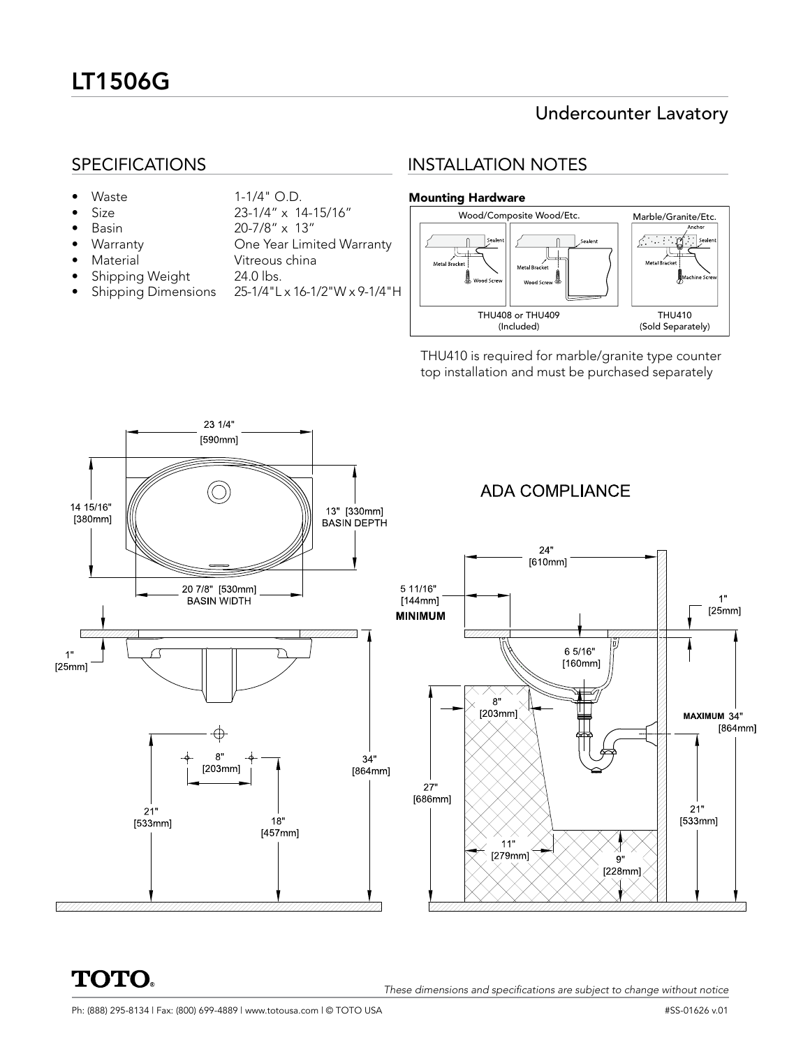# LT1506G

## Undercounter Lavatory

## SPECIFICATIONS

- Waste 1-1/4" O.D.
- Size 23-1/4" x 14-15/16"
- Basin 20-7/8" x 13"
- Warranty One Year Limited Warranty
- Material Vitreous china
- Shipping Weight 24.0 lbs.
- Shipping Dimensions 25-1/4"L x 16-1/2"W x 9-1/4"H

## INSTALLATION NOTES

**Mounting Hardware**

Wood/Composite Wood/Etc.

Sealent

Metal Bracket

Wood Screw

Sealent

Metal Bracket

Wood Screw

THU408 or THU409
(Included)

Marble/Granite/Etc.

Anchor

Sealent

Metal Bracket

Machine Screw

THU410
(Sold Separately)

THU410 is required for marble/granite type counter top installation and must be purchased separately

23 1/4"
[590mm]

14 15/16"
[380mm]

13" [330mm]
BASIN DEPTH

20 7/8" [530mm]
BASIN WIDTH

1"
[25mm]

8"
[203mm]

21"
[533mm]

18"
[457mm]

34"
[864mm]

ADA COMPLIANCE

24"
[610mm]

5 11/16"
[144mm]
MINIMUM

1"
[25mm]

6 5/16"
[160mm]

8"
[203mm]

MAXIMUM 34"
[864mm]

27"
[686mm]

21"
[533mm]

11"
[279mm]

9"
[228mm]

*These dimensions and specifications are subject to change without notice*

Ph: (888) 295-8134 | Fax: (800) 699-4889 | www.totousa.com | © TOTO USA

#SS-01626 v.01